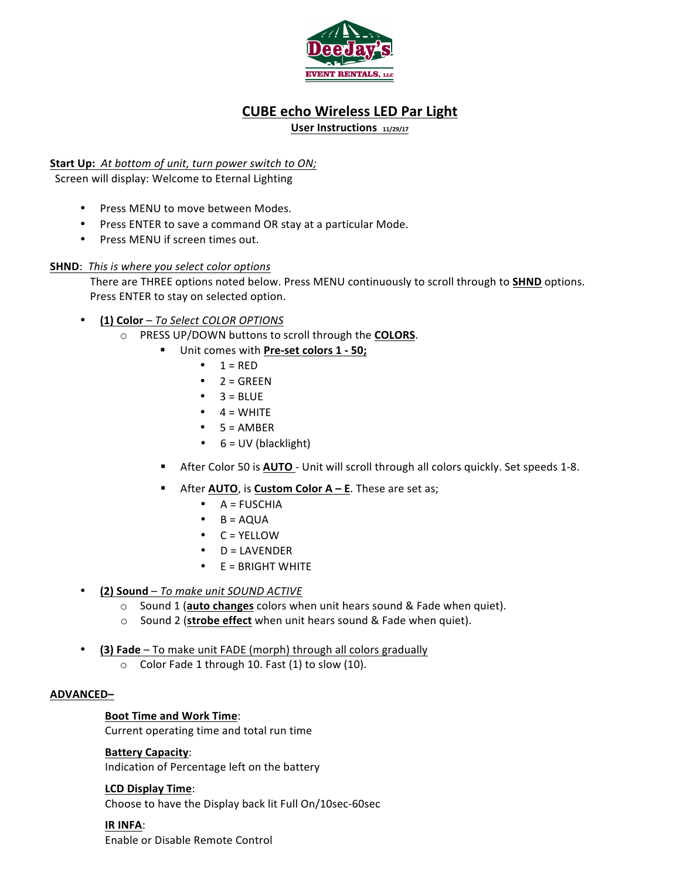# CUBE echo Wireless LED Par Light

**User Instructions** 11/29/17

**Start Up:** *At bottom of unit, turn power switch to ON;*
Screen will display: Welcome to Eternal Lighting

- Press MENU to move between Modes.
- Press ENTER to save a command OR stay at a particular Mode.
- Press MENU if screen times out.

**SHND**: *This is where you select color options*
There are THREE options noted below. Press MENU continuously to scroll through to **SHND** options. Press ENTER to stay on selected option.

- **(1) Color** – *To Select COLOR OPTIONS*
  - PRESS UP/DOWN buttons to scroll through the **COLORS**.
    - Unit comes with **Pre-set colors 1 - 50;**
      - 1 = RED
      - 2 = GREEN
      - 3 = BLUE
      - 4 = WHITE
      - 5 = AMBER
      - 6 = UV (blacklight)
    - After Color 50 is **AUTO** - Unit will scroll through all colors quickly. Set speeds 1-8.
    - After **AUTO**, is **Custom Color A – E**. These are set as;
      - A = FUSCHIA
      - B = AQUA
      - C = YELLOW
      - D = LAVENDER
      - E = BRIGHT WHITE

- **(2) Sound** – *To make unit SOUND ACTIVE*
  - Sound 1 (**auto changes** colors when unit hears sound & Fade when quiet).
  - Sound 2 (**strobe effect** when unit hears sound & Fade when quiet).

- **(3) Fade** – To make unit FADE (morph) through all colors gradually
  - Color Fade 1 through 10. Fast (1) to slow (10).

**ADVANCED–**

**Boot Time and Work Time**:
Current operating time and total run time

**Battery Capacity**:
Indication of Percentage left on the battery

**LCD Display Time**:
Choose to have the Display back lit Full On/10sec-60sec

**IR INFA**:
Enable or Disable Remote Control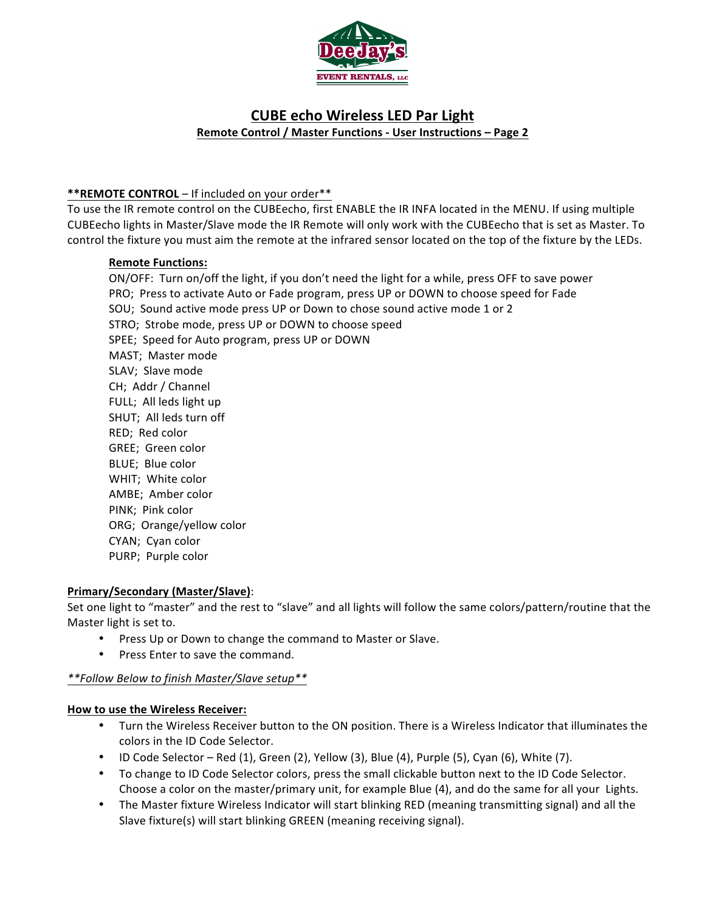# CUBE echo Wireless LED Par Light

**Remote Control / Master Functions - User Instructions – Page 2**

**\*\*REMOTE CONTROL** – If included on your order\*\*

To use the IR remote control on the CUBEecho, first ENABLE the IR INFA located in the MENU. If using multiple CUBEecho lights in Master/Slave mode the IR Remote will only work with the CUBEecho that is set as Master. To control the fixture you must aim the remote at the infrared sensor located on the top of the fixture by the LEDs.

**Remote Functions:**

ON/OFF: Turn on/off the light, if you don't need the light for a while, press OFF to save power
PRO; Press to activate Auto or Fade program, press UP or DOWN to choose speed for Fade
SOU; Sound active mode press UP or Down to chose sound active mode 1 or 2
STRO; Strobe mode, press UP or DOWN to choose speed
SPEE; Speed for Auto program, press UP or DOWN
MAST; Master mode
SLAV; Slave mode
CH; Addr / Channel
FULL; All leds light up
SHUT; All leds turn off
RED; Red color
GREE; Green color
BLUE; Blue color
WHIT; White color
AMBE; Amber color
PINK; Pink color
ORG; Orange/yellow color
CYAN; Cyan color
PURP; Purple color

**Primary/Secondary (Master/Slave)**:

Set one light to "master" and the rest to "slave" and all lights will follow the same colors/pattern/routine that the Master light is set to.

- Press Up or Down to change the command to Master or Slave.
- Press Enter to save the command.

*\*\*Follow Below to finish Master/Slave setup\*\**

**How to use the Wireless Receiver:**

- Turn the Wireless Receiver button to the ON position. There is a Wireless Indicator that illuminates the colors in the ID Code Selector.
- ID Code Selector – Red (1), Green (2), Yellow (3), Blue (4), Purple (5), Cyan (6), White (7).
- To change to ID Code Selector colors, press the small clickable button next to the ID Code Selector. Choose a color on the master/primary unit, for example Blue (4), and do the same for all your Lights.
- The Master fixture Wireless Indicator will start blinking RED (meaning transmitting signal) and all the Slave fixture(s) will start blinking GREEN (meaning receiving signal).